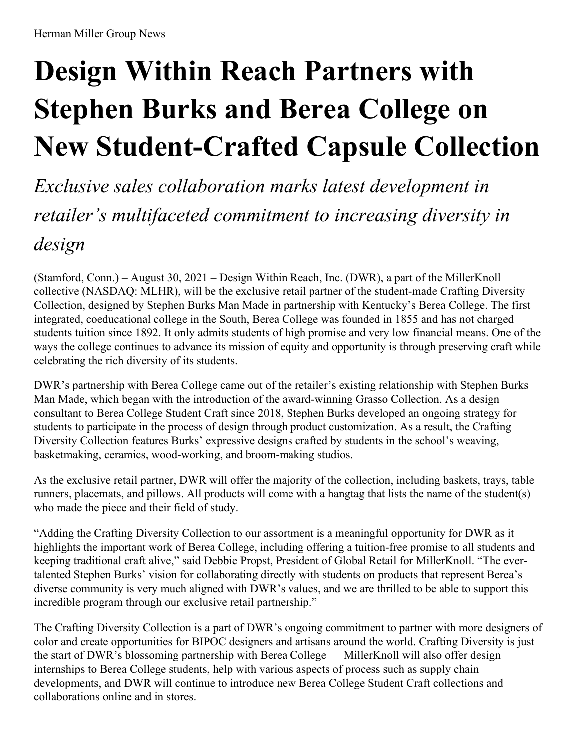Herman Miller Group News

# Design Within Reach Partners with Stephen Burks and Berea College on New Student-Crafted Capsule Collection

*Exclusive sales collaboration marks latest development in retailer's multifaceted commitment to increasing diversity in design*

(Stamford, Conn.) – August 30, 2021 – Design Within Reach, Inc. (DWR), a part of the MillerKnoll collective (NASDAQ: MLHR), will be the exclusive retail partner of the student-made Crafting Diversity Collection, designed by Stephen Burks Man Made in partnership with Kentucky's Berea College. The first integrated, coeducational college in the South, Berea College was founded in 1855 and has not charged students tuition since 1892. It only admits students of high promise and very low financial means. One of the ways the college continues to advance its mission of equity and opportunity is through preserving craft while celebrating the rich diversity of its students.

DWR's partnership with Berea College came out of the retailer's existing relationship with Stephen Burks Man Made, which began with the introduction of the award-winning Grasso Collection. As a design consultant to Berea College Student Craft since 2018, Stephen Burks developed an ongoing strategy for students to participate in the process of design through product customization. As a result, the Crafting Diversity Collection features Burks' expressive designs crafted by students in the school's weaving, basketmaking, ceramics, wood-working, and broom-making studios.

As the exclusive retail partner, DWR will offer the majority of the collection, including baskets, trays, table runners, placemats, and pillows. All products will come with a hangtag that lists the name of the student(s) who made the piece and their field of study.

"Adding the Crafting Diversity Collection to our assortment is a meaningful opportunity for DWR as it highlights the important work of Berea College, including offering a tuition-free promise to all students and keeping traditional craft alive," said Debbie Propst, President of Global Retail for MillerKnoll. "The ever-talented Stephen Burks' vision for collaborating directly with students on products that represent Berea's diverse community is very much aligned with DWR's values, and we are thrilled to be able to support this incredible program through our exclusive retail partnership."

The Crafting Diversity Collection is a part of DWR's ongoing commitment to partner with more designers of color and create opportunities for BIPOC designers and artisans around the world. Crafting Diversity is just the start of DWR's blossoming partnership with Berea College — MillerKnoll will also offer design internships to Berea College students, help with various aspects of process such as supply chain developments, and DWR will continue to introduce new Berea College Student Craft collections and collaborations online and in stores.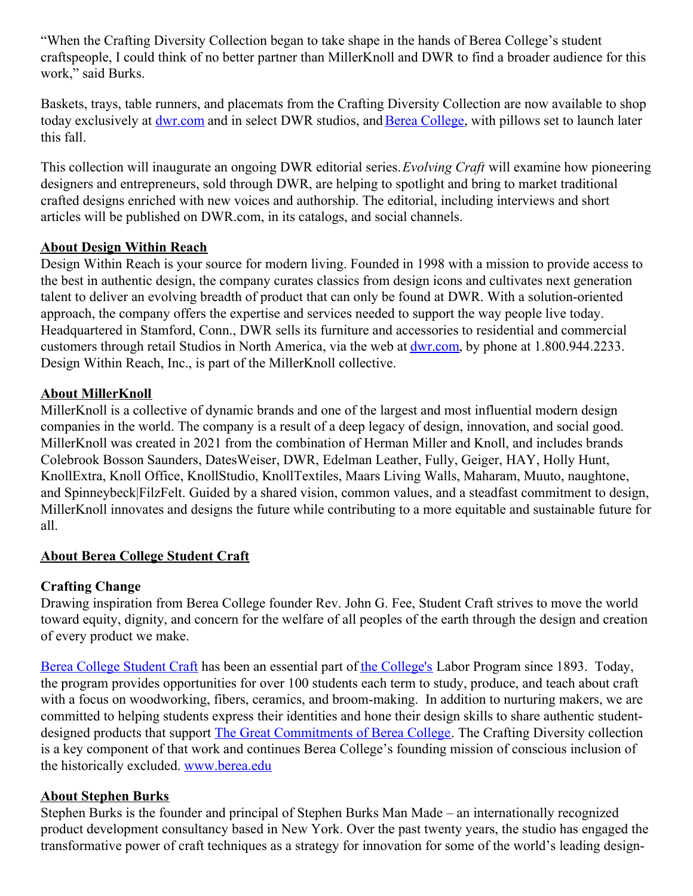"When the Crafting Diversity Collection began to take shape in the hands of Berea College's student craftspeople, I could think of no better partner than MillerKnoll and DWR to find a broader audience for this work," said Burks.

Baskets, trays, table runners, and placemats from the Crafting Diversity Collection are now available to shop today exclusively at [dwr.com](dwr.com) and in select DWR studios, and [Berea College](Berea College), with pillows set to launch later this fall.

This collection will inaugurate an ongoing DWR editorial series. *Evolving Craft* will examine how pioneering designers and entrepreneurs, sold through DWR, are helping to spotlight and bring to market traditional crafted designs enriched with new voices and authorship. The editorial, including interviews and short articles will be published on DWR.com, in its catalogs, and social channels.

## About Design Within Reach

Design Within Reach is your source for modern living. Founded in 1998 with a mission to provide access to the best in authentic design, the company curates classics from design icons and cultivates next generation talent to deliver an evolving breadth of product that can only be found at DWR. With a solution-oriented approach, the company offers the expertise and services needed to support the way people live today. Headquartered in Stamford, Conn., DWR sells its furniture and accessories to residential and commercial customers through retail Studios in North America, via the web at [dwr.com](dwr.com), by phone at 1.800.944.2233. Design Within Reach, Inc., is part of the MillerKnoll collective.

## About MillerKnoll

MillerKnoll is a collective of dynamic brands and one of the largest and most influential modern design companies in the world. The company is a result of a deep legacy of design, innovation, and social good. MillerKnoll was created in 2021 from the combination of Herman Miller and Knoll, and includes brands Colebrook Bosson Saunders, DatesWeiser, DWR, Edelman Leather, Fully, Geiger, HAY, Holly Hunt, KnollExtra, Knoll Office, KnollStudio, KnollTextiles, Maars Living Walls, Maharam, Muuto, naughtone, and Spinneybeck|FilzFelt. Guided by a shared vision, common values, and a steadfast commitment to design, MillerKnoll innovates and designs the future while contributing to a more equitable and sustainable future for all.

## About Berea College Student Craft

### Crafting Change

Drawing inspiration from Berea College founder Rev. John G. Fee, Student Craft strives to move the world toward equity, dignity, and concern for the welfare of all peoples of the earth through the design and creation of every product we make.

[Berea College Student Craft](Berea College Student Craft) has been an essential part of [the College's](the College's) Labor Program since 1893. Today, the program provides opportunities for over 100 students each term to study, produce, and teach about craft with a focus on woodworking, fibers, ceramics, and broom-making. In addition to nurturing makers, we are committed to helping students express their identities and hone their design skills to share authentic student-designed products that support [The Great Commitments of Berea College](The Great Commitments of Berea College). The Crafting Diversity collection is a key component of that work and continues Berea College's founding mission of conscious inclusion of the historically excluded. [www.berea.edu](www.berea.edu)

## About Stephen Burks

Stephen Burks is the founder and principal of Stephen Burks Man Made – an internationally recognized product development consultancy based in New York. Over the past twenty years, the studio has engaged the transformative power of craft techniques as a strategy for innovation for some of the world's leading design-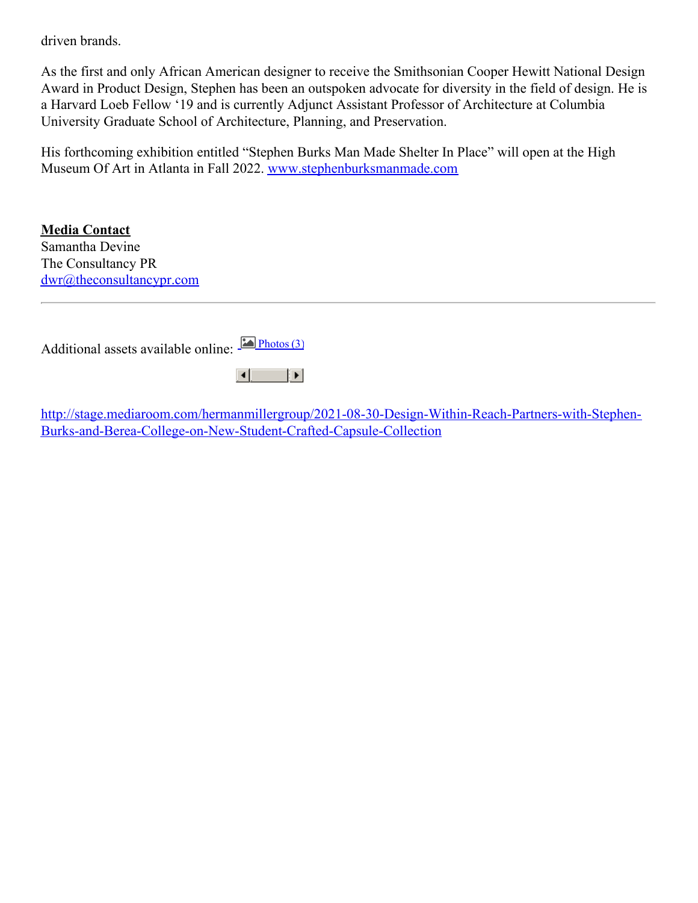driven brands.

As the first and only African American designer to receive the Smithsonian Cooper Hewitt National Design Award in Product Design, Stephen has been an outspoken advocate for diversity in the field of design. He is a Harvard Loeb Fellow '19 and is currently Adjunct Assistant Professor of Architecture at Columbia University Graduate School of Architecture, Planning, and Preservation.

His forthcoming exhibition entitled "Stephen Burks Man Made Shelter In Place" will open at the High Museum Of Art in Atlanta in Fall 2022. [www.stephenburksmanmade.com](www.stephenburksmanmade.com)

**Media Contact**
Samantha Devine
The Consultancy PR
[dwr@theconsultancypr.com](mailto:dwr@theconsultancypr.com)

---

Additional assets available online: Photos (3)

[http://stage.mediaroom.com/hermanmillergroup/2021-08-30-Design-Within-Reach-Partners-with-Stephen-Burks-and-Berea-College-on-New-Student-Crafted-Capsule-Collection](http://stage.mediaroom.com/hermanmillergroup/2021-08-30-Design-Within-Reach-Partners-with-Stephen-Burks-and-Berea-College-on-New-Student-Crafted-Capsule-Collection)